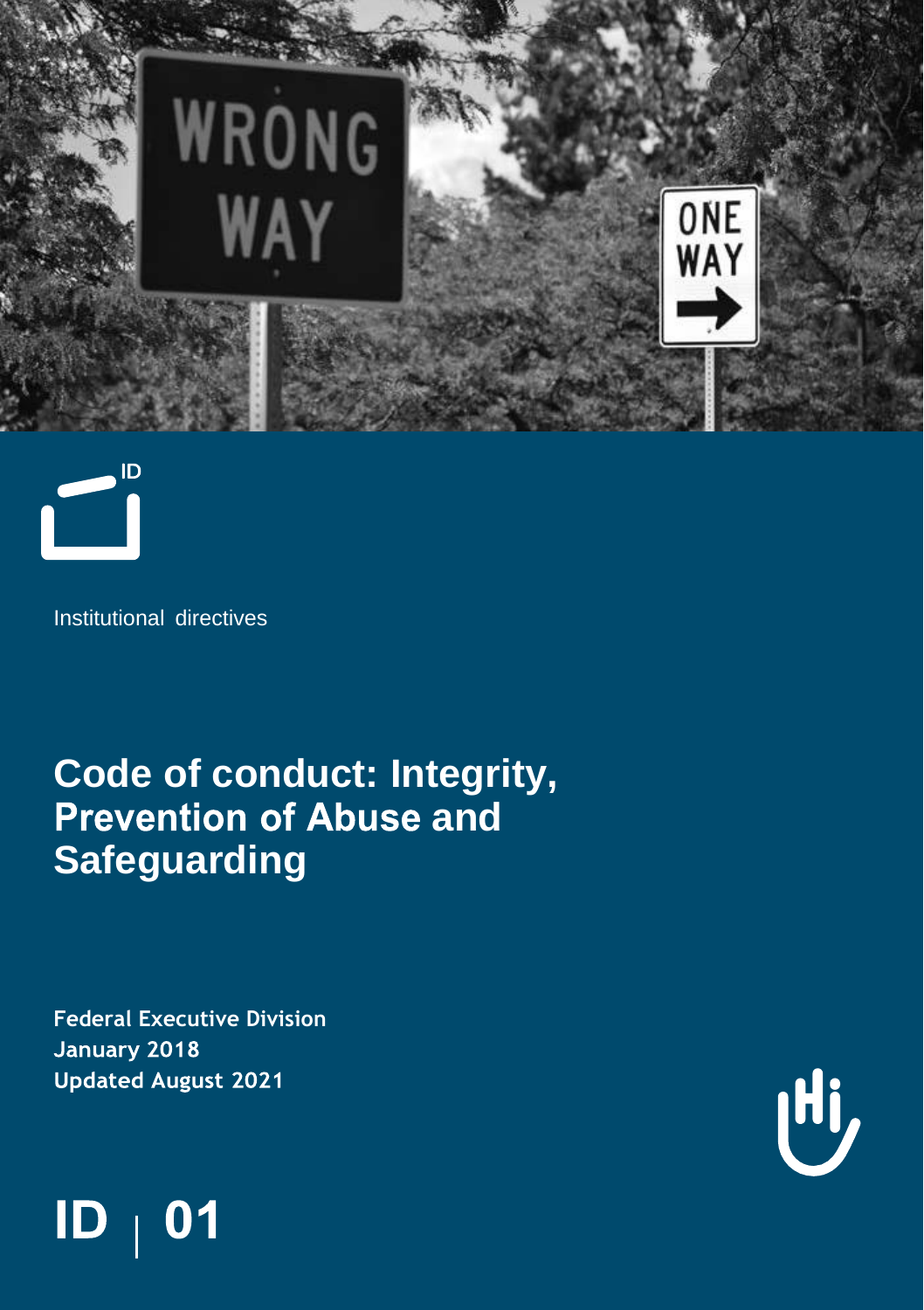ID

Institutional directives

# Code of conduct: Integrity, Prevention of Abuse and Safeguarding

**Federal Executive Division**
**January 2018**
**Updated August 2021**

**ID | 01**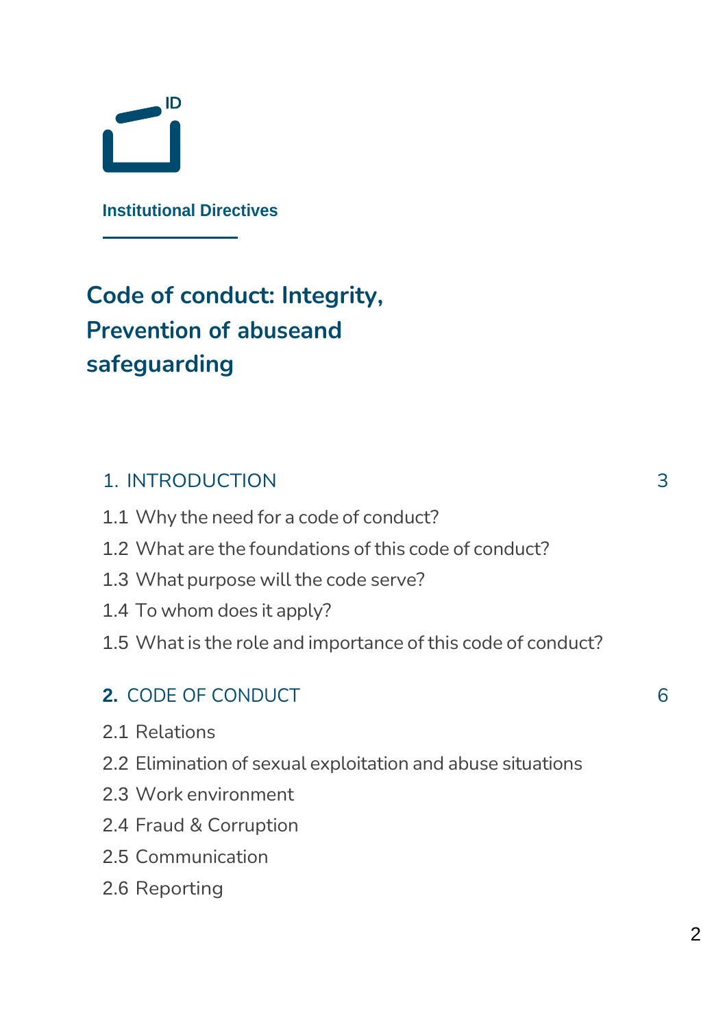Institutional Directives

# Code of conduct: Integrity, Prevention of abuseand safeguarding

1. INTRODUCTION 3

1.1 Why the need for a code of conduct?

1.2 What are the foundations of this code of conduct?

1.3 What purpose will the code serve?

1.4 To whom does it apply?

1.5 What is the role and importance of this code of conduct?

**2.** CODE OF CONDUCT 6

2.1 Relations

2.2 Elimination of sexual exploitation and abuse situations

2.3 Work environment

2.4 Fraud & Corruption

2.5 Communication

2.6 Reporting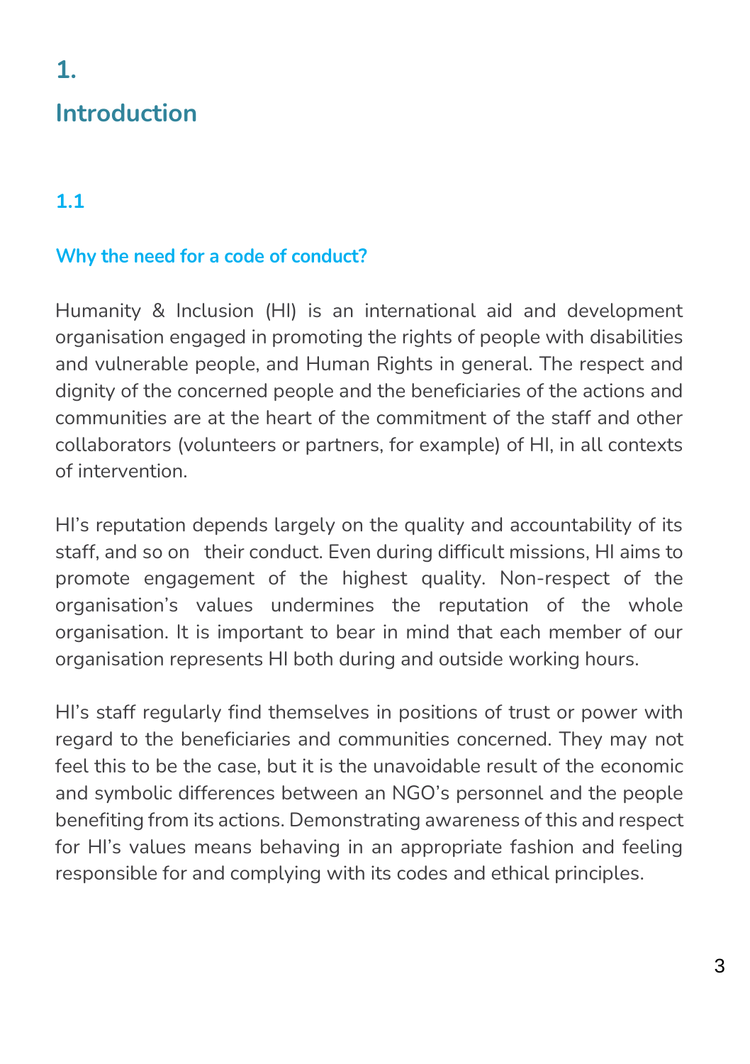# 1. Introduction

## 1.1 Why the need for a code of conduct?

Humanity & Inclusion (HI) is an international aid and development organisation engaged in promoting the rights of people with disabilities and vulnerable people, and Human Rights in general. The respect and dignity of the concerned people and the beneficiaries of the actions and communities are at the heart of the commitment of the staff and other collaborators (volunteers or partners, for example) of HI, in all contexts of intervention.

HI's reputation depends largely on the quality and accountability of its staff, and so on their conduct. Even during difficult missions, HI aims to promote engagement of the highest quality. Non-respect of the organisation's values undermines the reputation of the whole organisation. It is important to bear in mind that each member of our organisation represents HI both during and outside working hours.

HI's staff regularly find themselves in positions of trust or power with regard to the beneficiaries and communities concerned. They may not feel this to be the case, but it is the unavoidable result of the economic and symbolic differences between an NGO's personnel and the people benefiting from its actions. Demonstrating awareness of this and respect for HI's values means behaving in an appropriate fashion and feeling responsible for and complying with its codes and ethical principles.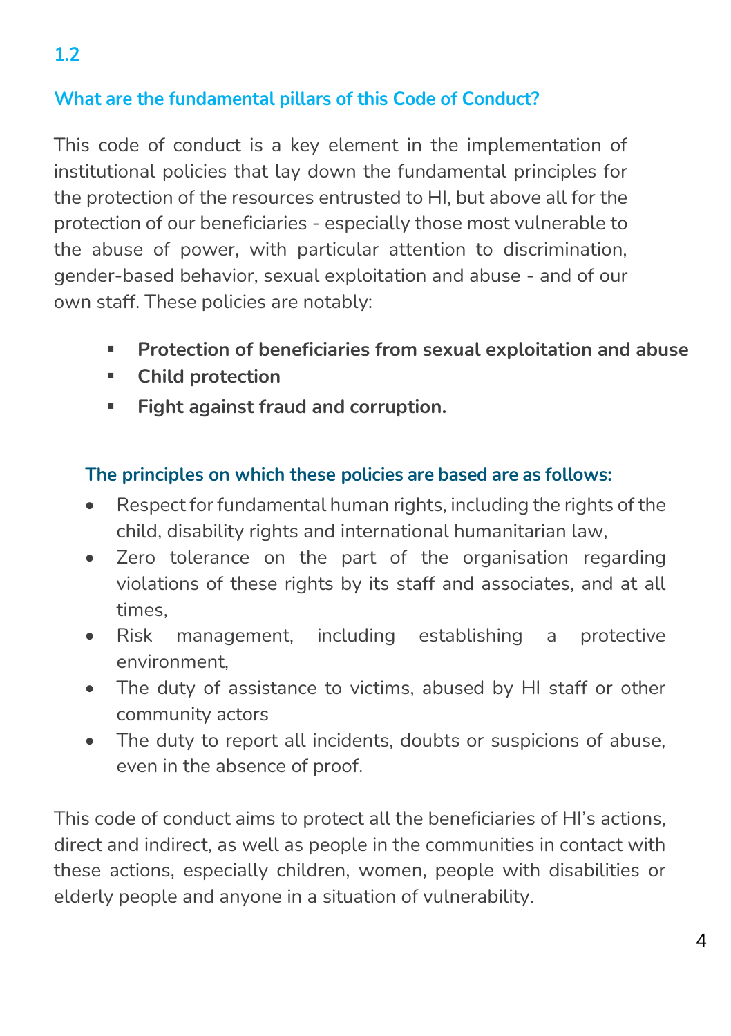## 1.2

### What are the fundamental pillars of this Code of Conduct?

This code of conduct is a key element in the implementation of institutional policies that lay down the fundamental principles for the protection of the resources entrusted to HI, but above all for the protection of our beneficiaries - especially those most vulnerable to the abuse of power, with particular attention to discrimination, gender-based behavior, sexual exploitation and abuse - and of our own staff. These policies are notably:

- **Protection of beneficiaries from sexual exploitation and abuse**
- **Child protection**
- **Fight against fraud and corruption.**

#### The principles on which these policies are based are as follows:

- Respect for fundamental human rights, including the rights of the child, disability rights and international humanitarian law,
- Zero tolerance on the part of the organisation regarding violations of these rights by its staff and associates, and at all times,
- Risk management, including establishing a protective environment,
- The duty of assistance to victims, abused by HI staff or other community actors
- The duty to report all incidents, doubts or suspicions of abuse, even in the absence of proof.

This code of conduct aims to protect all the beneficiaries of HI's actions, direct and indirect, as well as people in the communities in contact with these actions, especially children, women, people with disabilities or elderly people and anyone in a situation of vulnerability.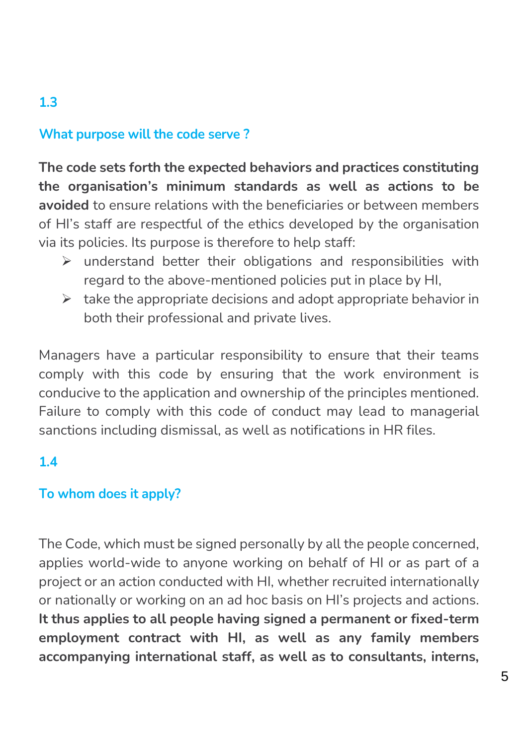## 1.3

## What purpose will the code serve ?

**The code sets forth the expected behaviors and practices constituting the organisation's minimum standards as well as actions to be avoided** to ensure relations with the beneficiaries or between members of HI's staff are respectful of the ethics developed by the organisation via its policies. Its purpose is therefore to help staff:

- understand better their obligations and responsibilities with regard to the above-mentioned policies put in place by HI,
- take the appropriate decisions and adopt appropriate behavior in both their professional and private lives.

Managers have a particular responsibility to ensure that their teams comply with this code by ensuring that the work environment is conducive to the application and ownership of the principles mentioned. Failure to comply with this code of conduct may lead to managerial sanctions including dismissal, as well as notifications in HR files.

## 1.4

## To whom does it apply?

The Code, which must be signed personally by all the people concerned, applies world-wide to anyone working on behalf of HI or as part of a project or an action conducted with HI, whether recruited internationally or nationally or working on an ad hoc basis on HI's projects and actions. **It thus applies to all people having signed a permanent or fixed-term employment contract with HI, as well as any family members accompanying international staff, as well as to consultants, interns,**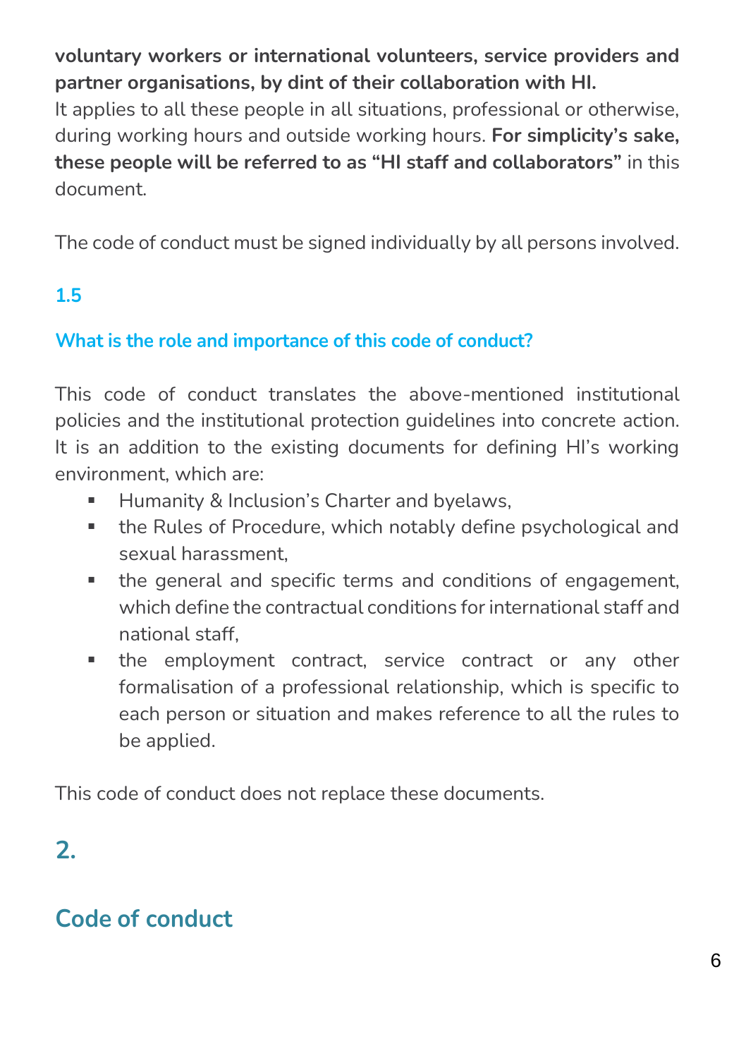**voluntary workers or international volunteers, service providers and partner organisations, by dint of their collaboration with HI.**
It applies to all these people in all situations, professional or otherwise, during working hours and outside working hours. **For simplicity's sake, these people will be referred to as "HI staff and collaborators"** in this document.

The code of conduct must be signed individually by all persons involved.

### 1.5

### What is the role and importance of this code of conduct?

This code of conduct translates the above-mentioned institutional policies and the institutional protection guidelines into concrete action. It is an addition to the existing documents for defining HI's working environment, which are:

- Humanity & Inclusion's Charter and byelaws,
- the Rules of Procedure, which notably define psychological and sexual harassment,
- the general and specific terms and conditions of engagement, which define the contractual conditions for international staff and national staff,
- the employment contract, service contract or any other formalisation of a professional relationship, which is specific to each person or situation and makes reference to all the rules to be applied.

This code of conduct does not replace these documents.

## 2.

## Code of conduct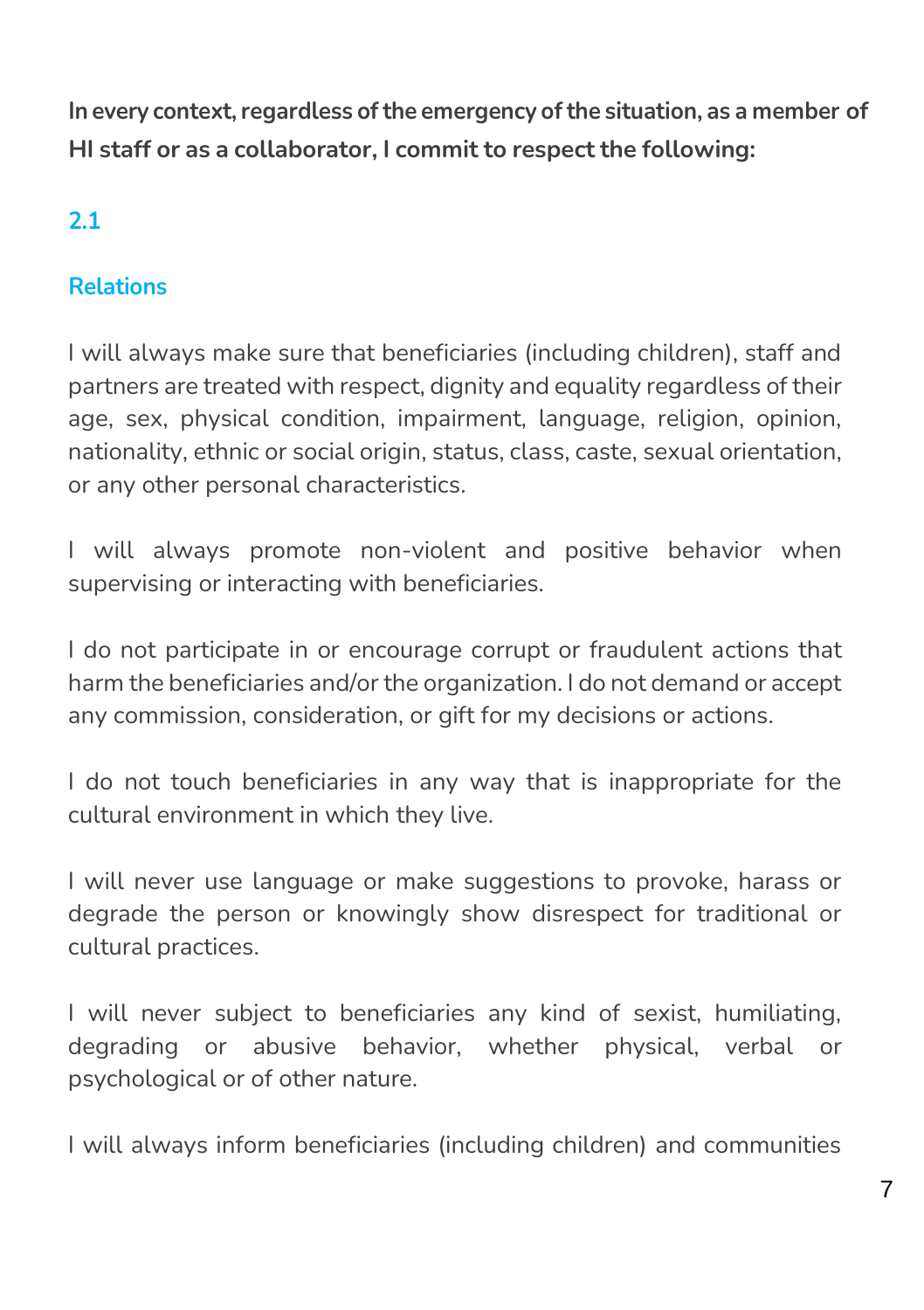**In every context, regardless of the emergency of the situation, as a member of HI staff or as a collaborator, I commit to respect the following:**

## 2.1

## Relations

I will always make sure that beneficiaries (including children), staff and partners are treated with respect, dignity and equality regardless of their age, sex, physical condition, impairment, language, religion, opinion, nationality, ethnic or social origin, status, class, caste, sexual orientation, or any other personal characteristics.

I will always promote non-violent and positive behavior when supervising or interacting with beneficiaries.

I do not participate in or encourage corrupt or fraudulent actions that harm the beneficiaries and/or the organization. I do not demand or accept any commission, consideration, or gift for my decisions or actions.

I do not touch beneficiaries in any way that is inappropriate for the cultural environment in which they live.

I will never use language or make suggestions to provoke, harass or degrade the person or knowingly show disrespect for traditional or cultural practices.

I will never subject to beneficiaries any kind of sexist, humiliating, degrading or abusive behavior, whether physical, verbal or psychological or of other nature.

I will always inform beneficiaries (including children) and communities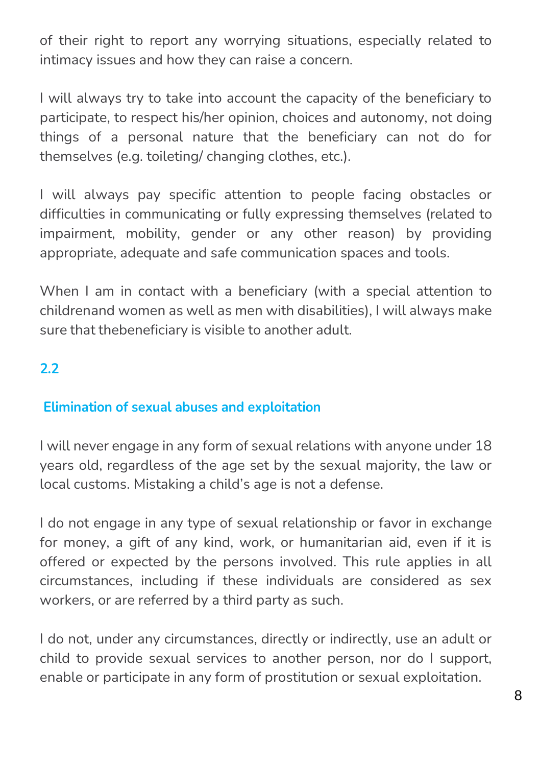of their right to report any worrying situations, especially related to intimacy issues and how they can raise a concern.

I will always try to take into account the capacity of the beneficiary to participate, to respect his/her opinion, choices and autonomy, not doing things of a personal nature that the beneficiary can not do for themselves (e.g. toileting/ changing clothes, etc.).

I will always pay specific attention to people facing obstacles or difficulties in communicating or fully expressing themselves (related to impairment, mobility, gender or any other reason) by providing appropriate, adequate and safe communication spaces and tools.

When I am in contact with a beneficiary (with a special attention to childrenand women as well as men with disabilities), I will always make sure that thebeneficiary is visible to another adult.

## 2.2

### Elimination of sexual abuses and exploitation

I will never engage in any form of sexual relations with anyone under 18 years old, regardless of the age set by the sexual majority, the law or local customs. Mistaking a child's age is not a defense.

I do not engage in any type of sexual relationship or favor in exchange for money, a gift of any kind, work, or humanitarian aid, even if it is offered or expected by the persons involved. This rule applies in all circumstances, including if these individuals are considered as sex workers, or are referred by a third party as such.

I do not, under any circumstances, directly or indirectly, use an adult or child to provide sexual services to another person, nor do I support, enable or participate in any form of prostitution or sexual exploitation.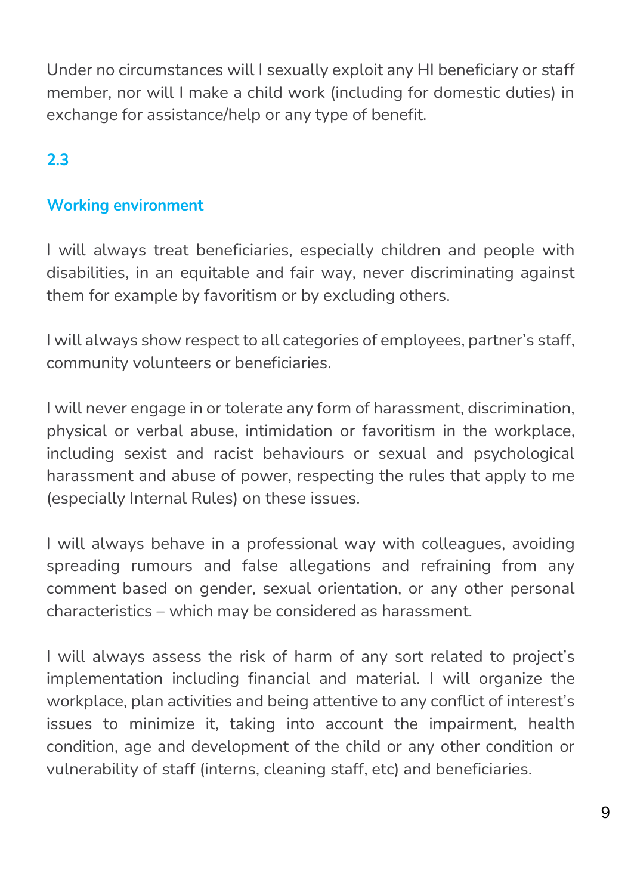Under no circumstances will I sexually exploit any HI beneficiary or staff member, nor will I make a child work (including for domestic duties) in exchange for assistance/help or any type of benefit.

## 2.3

## Working environment

I will always treat beneficiaries, especially children and people with disabilities, in an equitable and fair way, never discriminating against them for example by favoritism or by excluding others.

I will always show respect to all categories of employees, partner's staff, community volunteers or beneficiaries.

I will never engage in or tolerate any form of harassment, discrimination, physical or verbal abuse, intimidation or favoritism in the workplace, including sexist and racist behaviours or sexual and psychological harassment and abuse of power, respecting the rules that apply to me (especially Internal Rules) on these issues.

I will always behave in a professional way with colleagues, avoiding spreading rumours and false allegations and refraining from any comment based on gender, sexual orientation, or any other personal characteristics – which may be considered as harassment.

I will always assess the risk of harm of any sort related to project's implementation including financial and material. I will organize the workplace, plan activities and being attentive to any conflict of interest's issues to minimize it, taking into account the impairment, health condition, age and development of the child or any other condition or vulnerability of staff (interns, cleaning staff, etc) and beneficiaries.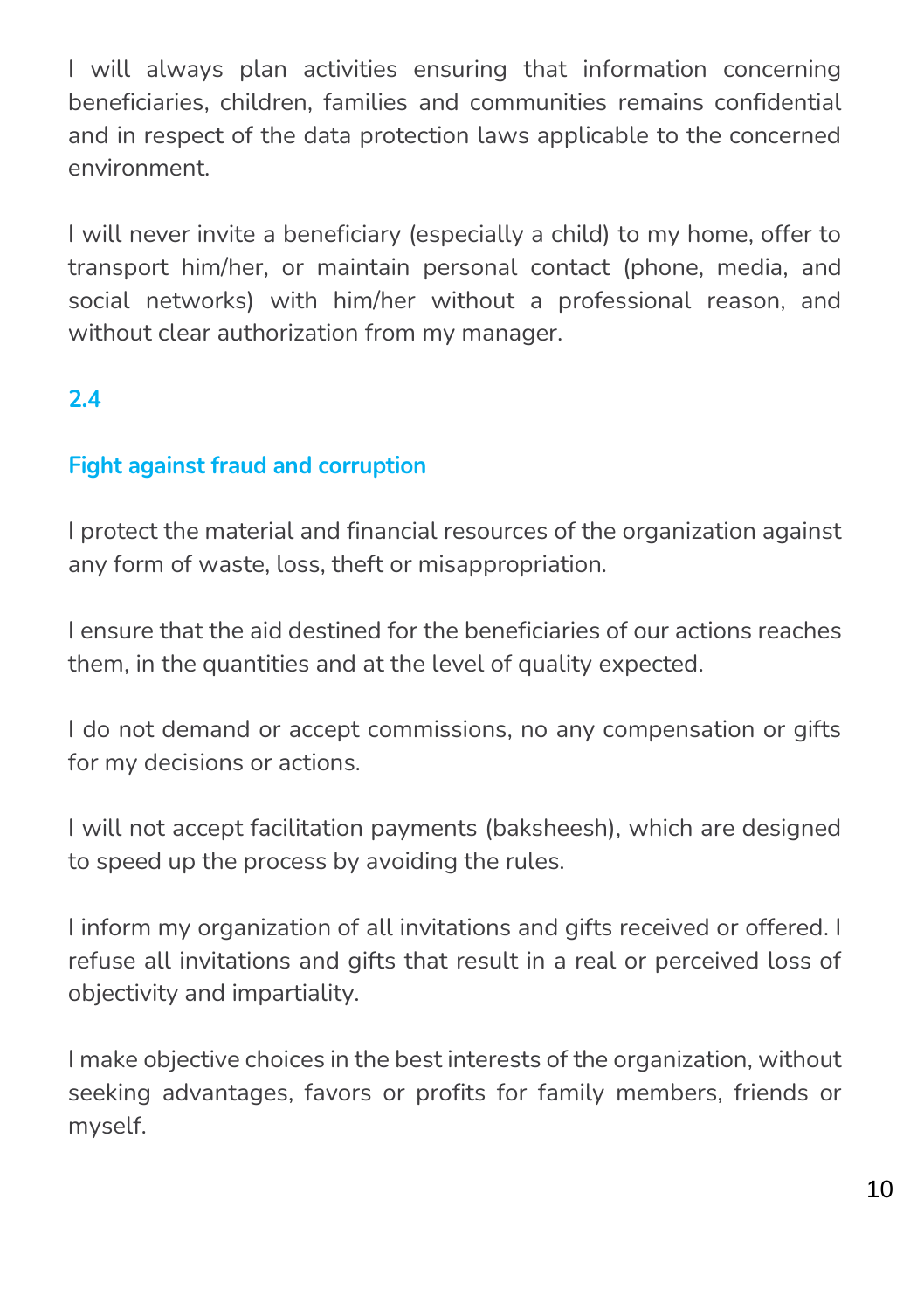I will always plan activities ensuring that information concerning beneficiaries, children, families and communities remains confidential and in respect of the data protection laws applicable to the concerned environment.

I will never invite a beneficiary (especially a child) to my home, offer to transport him/her, or maintain personal contact (phone, media, and social networks) with him/her without a professional reason, and without clear authorization from my manager.

## 2.4

## Fight against fraud and corruption

I protect the material and financial resources of the organization against any form of waste, loss, theft or misappropriation.

I ensure that the aid destined for the beneficiaries of our actions reaches them, in the quantities and at the level of quality expected.

I do not demand or accept commissions, no any compensation or gifts for my decisions or actions.

I will not accept facilitation payments (baksheesh), which are designed to speed up the process by avoiding the rules.

I inform my organization of all invitations and gifts received or offered. I refuse all invitations and gifts that result in a real or perceived loss of objectivity and impartiality.

I make objective choices in the best interests of the organization, without seeking advantages, favors or profits for family members, friends or myself.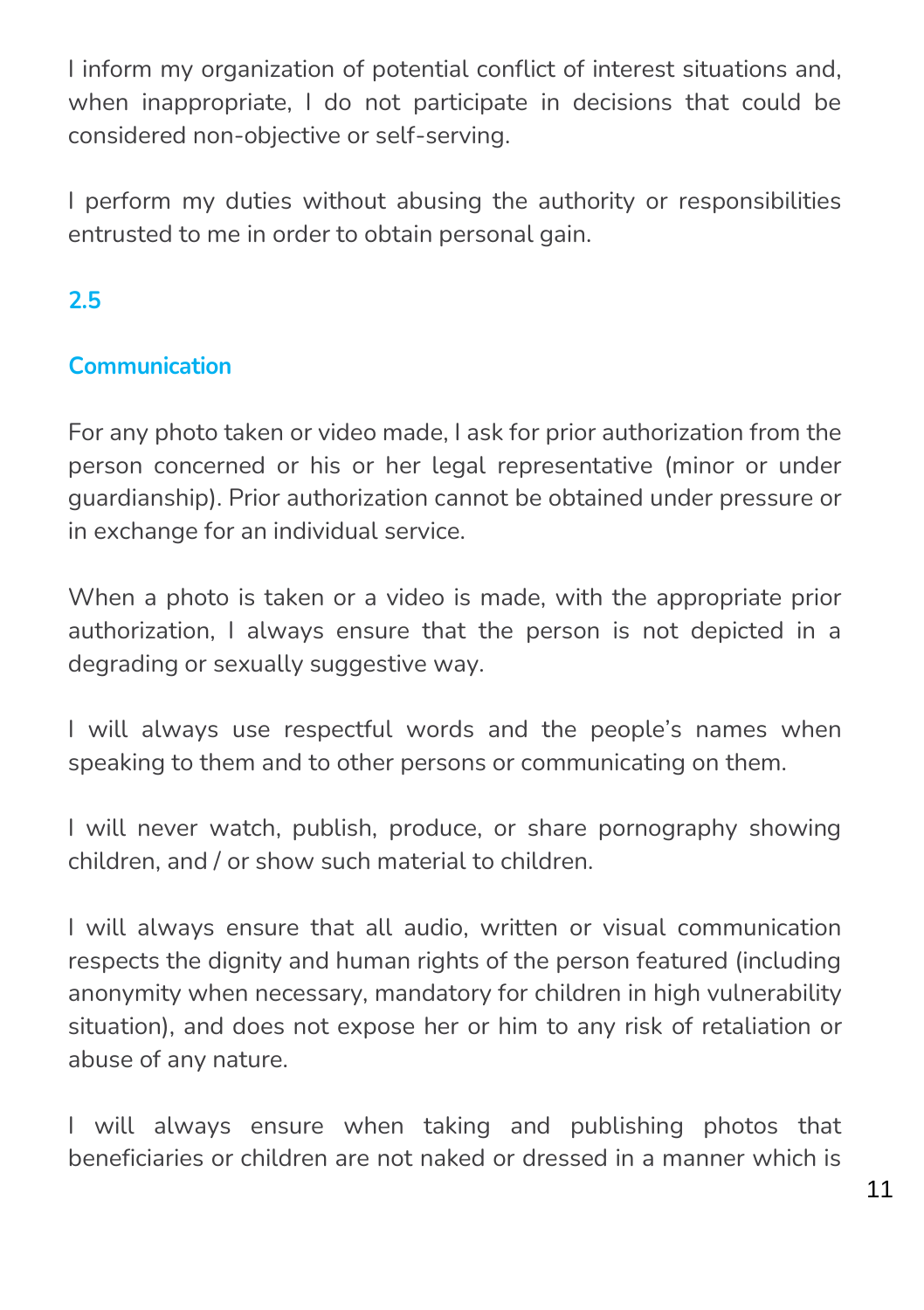I inform my organization of potential conflict of interest situations and, when inappropriate, I do not participate in decisions that could be considered non-objective or self-serving.

I perform my duties without abusing the authority or responsibilities entrusted to me in order to obtain personal gain.

## 2.5

## Communication

For any photo taken or video made, I ask for prior authorization from the person concerned or his or her legal representative (minor or under guardianship). Prior authorization cannot be obtained under pressure or in exchange for an individual service.

When a photo is taken or a video is made, with the appropriate prior authorization, I always ensure that the person is not depicted in a degrading or sexually suggestive way.

I will always use respectful words and the people's names when speaking to them and to other persons or communicating on them.

I will never watch, publish, produce, or share pornography showing children, and / or show such material to children.

I will always ensure that all audio, written or visual communication respects the dignity and human rights of the person featured (including anonymity when necessary, mandatory for children in high vulnerability situation), and does not expose her or him to any risk of retaliation or abuse of any nature.

I will always ensure when taking and publishing photos that beneficiaries or children are not naked or dressed in a manner which is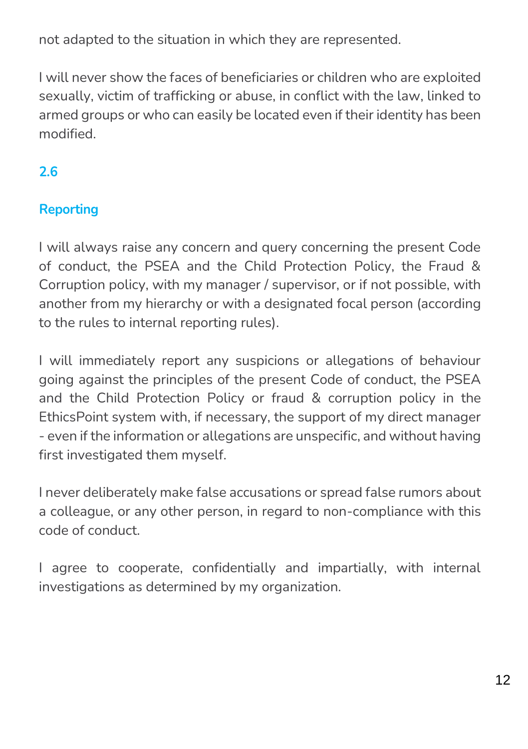not adapted to the situation in which they are represented.

I will never show the faces of beneficiaries or children who are exploited sexually, victim of trafficking or abuse, in conflict with the law, linked to armed groups or who can easily be located even if their identity has been modified.

## 2.6

### Reporting

I will always raise any concern and query concerning the present Code of conduct, the PSEA and the Child Protection Policy, the Fraud & Corruption policy, with my manager / supervisor, or if not possible, with another from my hierarchy or with a designated focal person (according to the rules to internal reporting rules).

I will immediately report any suspicions or allegations of behaviour going against the principles of the present Code of conduct, the PSEA and the Child Protection Policy or fraud & corruption policy in the EthicsPoint system with, if necessary, the support of my direct manager - even if the information or allegations are unspecific, and without having first investigated them myself.

I never deliberately make false accusations or spread false rumors about a colleague, or any other person, in regard to non-compliance with this code of conduct.

I agree to cooperate, confidentially and impartially, with internal investigations as determined by my organization.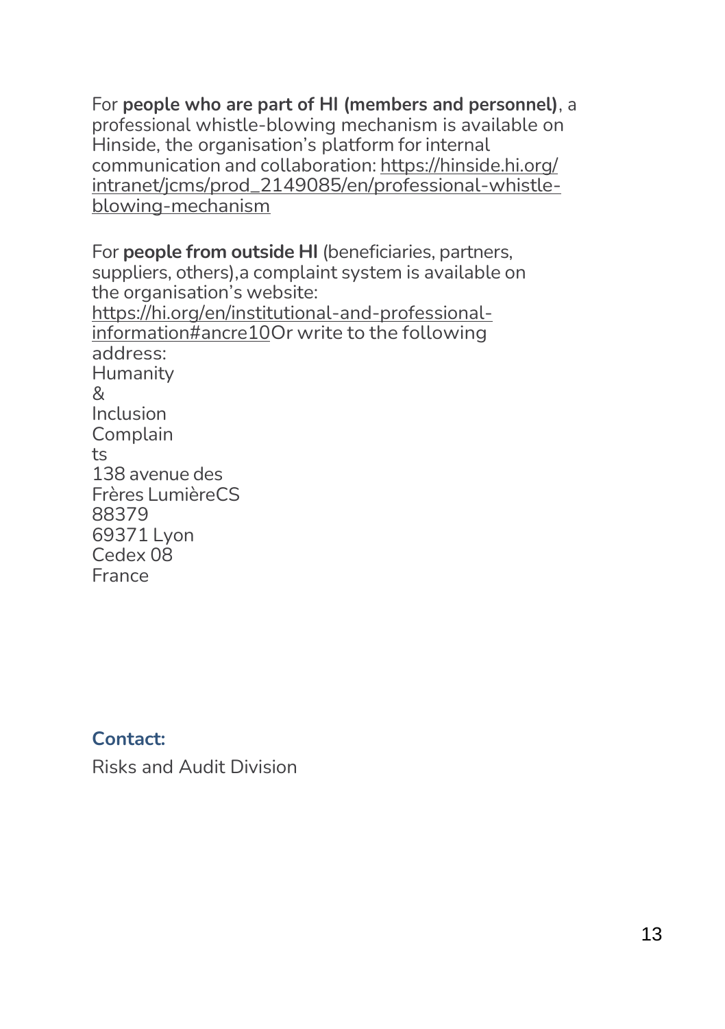For **people who are part of HI (members and personnel)**, a professional whistle-blowing mechanism is available on Hinside, the organisation's platform for internal communication and collaboration: https://hinside.hi.org/intranet/jcms/prod_2149085/en/professional-whistle-blowing-mechanism

For **people from outside HI** (beneficiaries, partners, suppliers, others),a complaint system is available on the organisation's website: https://hi.org/en/institutional-and-professional-information#ancre10Or write to the following address:

Humanity & Inclusion
Complaints
138 avenue des Frères LumièreCS 88379
69371 Lyon Cedex 08
France

**Contact:**

Risks and Audit Division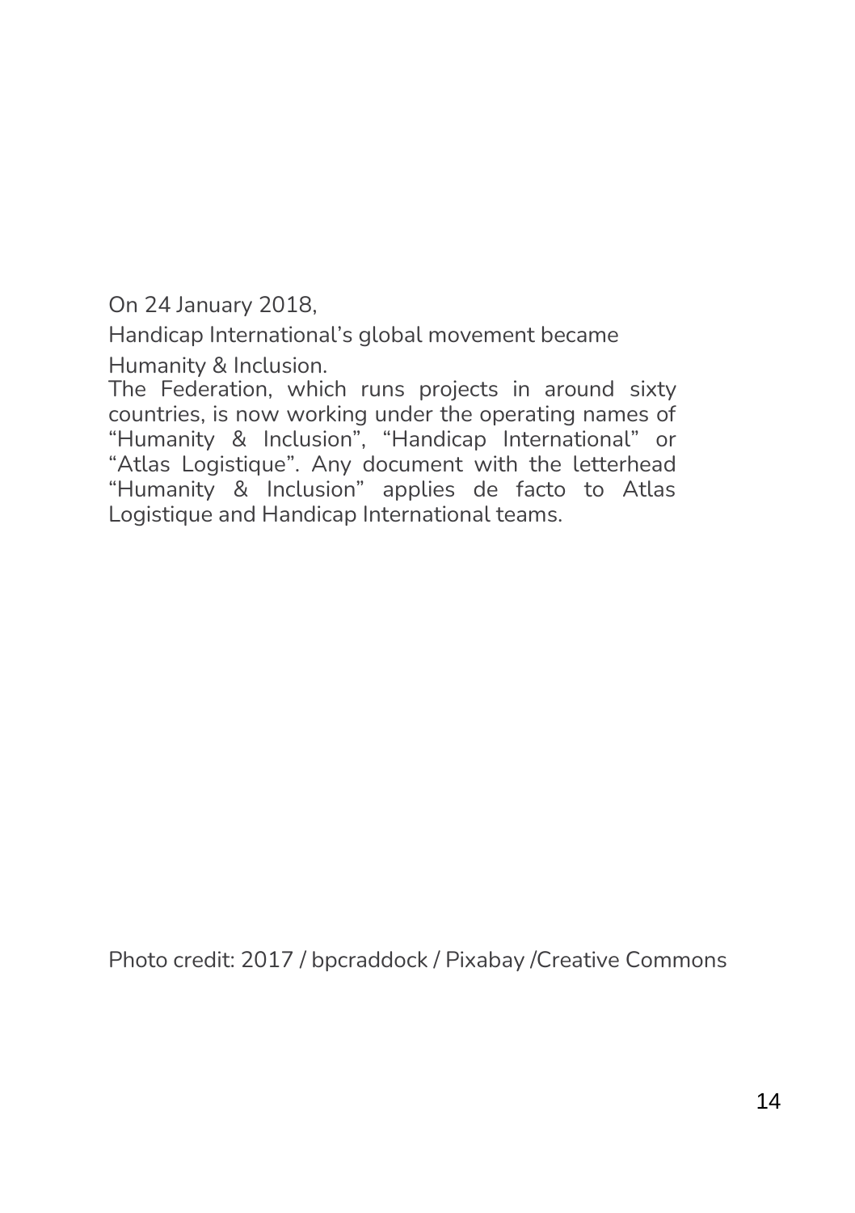On 24 January 2018,

Handicap International's global movement became

Humanity & Inclusion.

The Federation, which runs projects in around sixty countries, is now working under the operating names of "Humanity & Inclusion", "Handicap International" or "Atlas Logistique". Any document with the letterhead "Humanity & Inclusion" applies de facto to Atlas Logistique and Handicap International teams.

Photo credit: 2017 / bpcraddock / Pixabay /Creative Commons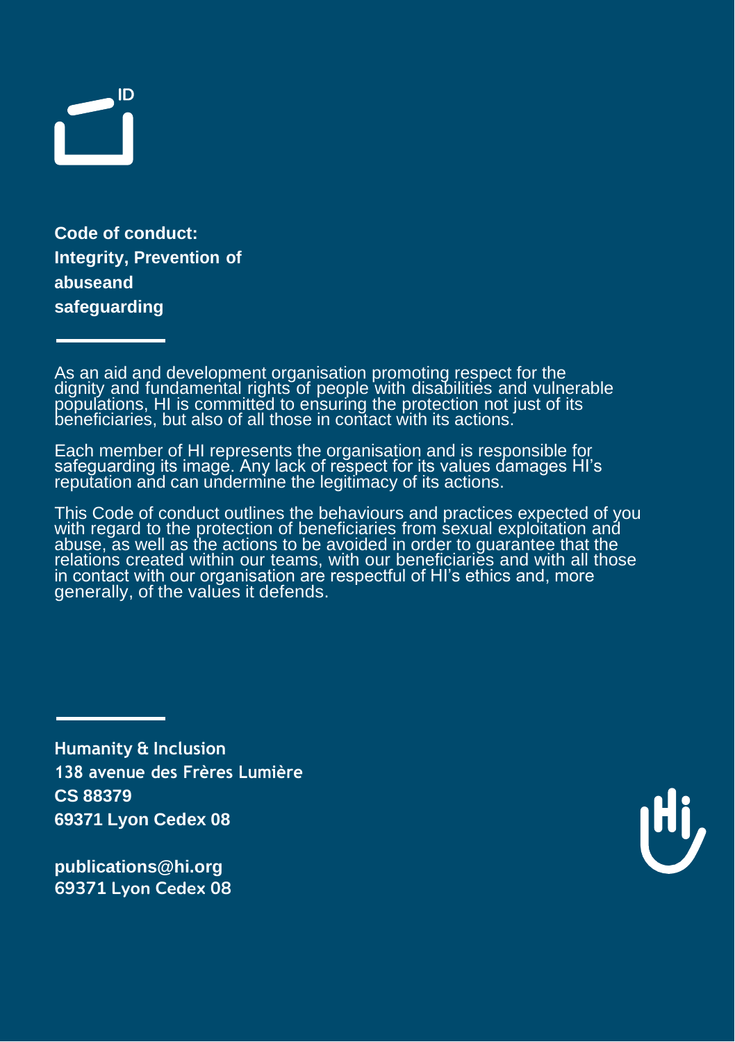ID

**Code of conduct: Integrity, Prevention of abuseand safeguarding**

As an aid and development organisation promoting respect for the dignity and fundamental rights of people with disabilities and vulnerable populations, HI is committed to ensuring the protection not just of its beneficiaries, but also of all those in contact with its actions.

Each member of HI represents the organisation and is responsible for safeguarding its image. Any lack of respect for its values damages HI's reputation and can undermine the legitimacy of its actions.

This Code of conduct outlines the behaviours and practices expected of you with regard to the protection of beneficiaries from sexual exploitation and abuse, as well as the actions to be avoided in order to guarantee that the relations created within our teams, with our beneficiaries and with all those in contact with our organisation are respectful of HI's ethics and, more generally, of the values it defends.

**Humanity & Inclusion**
**138 avenue des Frères Lumière**
**CS 88379**
**69371 Lyon Cedex 08**

**publications@hi.org**
**69371 Lyon Cedex 08**